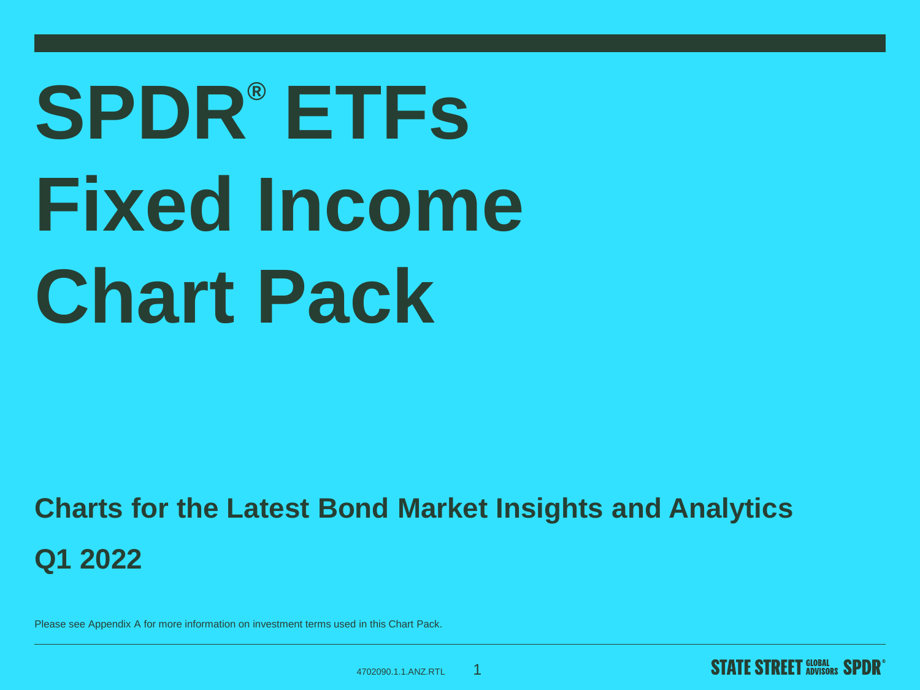# SPDR® ETFs Fixed Income Chart Pack

## Charts for the Latest Bond Market Insights and Analytics

## Q1 2022

Please see Appendix A for more information on investment terms used in this Chart Pack.

4702090.1.1.ANZ.RTL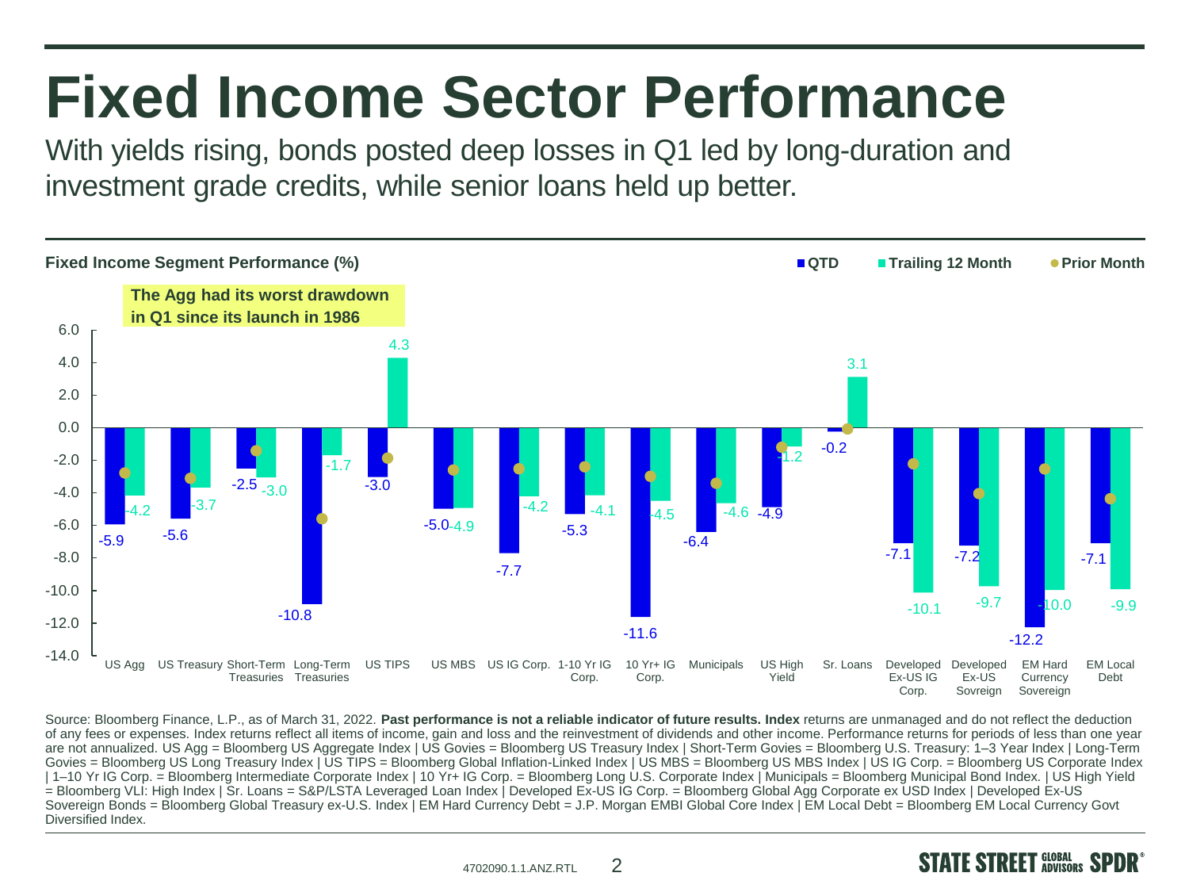# Fixed Income Sector Performance

With yields rising, bonds posted deep losses in Q1 led by long-duration and investment grade credits, while senior loans held up better.

**Fixed Income Segment Performance (%)**

**The Agg had its worst drawdown in Q1 since its launch in 1986**

| Segment | QTD | Trailing 12 Month |
|---|---|---|
| US Agg | -5.9 | -4.2 |
| US Treasury | -5.6 | -3.7 |
| Short-Term Treasuries | -2.5 | -3.0 |
| Long-Term Treasuries | -10.8 | -1.7 |
| US TIPS | -3.0 | 4.3 |
| US MBS | -5.0 | -4.9 |
| US IG Corp. | -7.7 | -4.2 |
| 1-10 Yr IG Corp. | -5.3 | -4.1 |
| 10 Yr+ IG Corp. | -11.6 | -4.5 |
| Municipals | -6.4 | -4.6 |
| US High Yield | -4.9 | -1.2 |
| Sr. Loans | -0.2 | 3.1 |
| Developed Ex-US IG Corp. | -7.1 | -10.1 |
| Developed Ex-US Sovreign | -7.2 | -9.7 |
| EM Hard Currency Sovereign | -12.2 | -10.0 |
| EM Local Debt | -7.1 | -9.9 |

Source: Bloomberg Finance, L.P., as of March 31, 2022. **Past performance is not a reliable indicator of future results. Index** returns are unmanaged and do not reflect the deduction of any fees or expenses. Index returns reflect all items of income, gain and loss and the reinvestment of dividends and other income. Performance returns for periods of less than one year are not annualized. US Agg = Bloomberg US Aggregate Index | US Govies = Bloomberg US Treasury Index | Short-Term Govies = Bloomberg U.S. Treasury: 1–3 Year Index | Long-Term Govies = Bloomberg US Long Treasury Index | US TIPS = Bloomberg Global Inflation-Linked Index | US MBS = Bloomberg US MBS Index | US IG Corp. = Bloomberg US Corporate Index | 1–10 Yr IG Corp. = Bloomberg Intermediate Corporate Index | 10 Yr+ IG Corp. = Bloomberg Long U.S. Corporate Index | Municipals = Bloomberg Municipal Bond Index. | US High Yield = Bloomberg VLI: High Index | Sr. Loans = S&P/LSTA Leveraged Loan Index | Developed Ex-US IG Corp. = Bloomberg Global Agg Corporate ex USD Index | Developed Ex-US Sovereign Bonds = Bloomberg Global Treasury ex-U.S. Index | EM Hard Currency Debt = J.P. Morgan EMBI Global Core Index | EM Local Debt = Bloomberg EM Local Currency Govt Diversified Index.

4702090.1.1.ANZ.RTL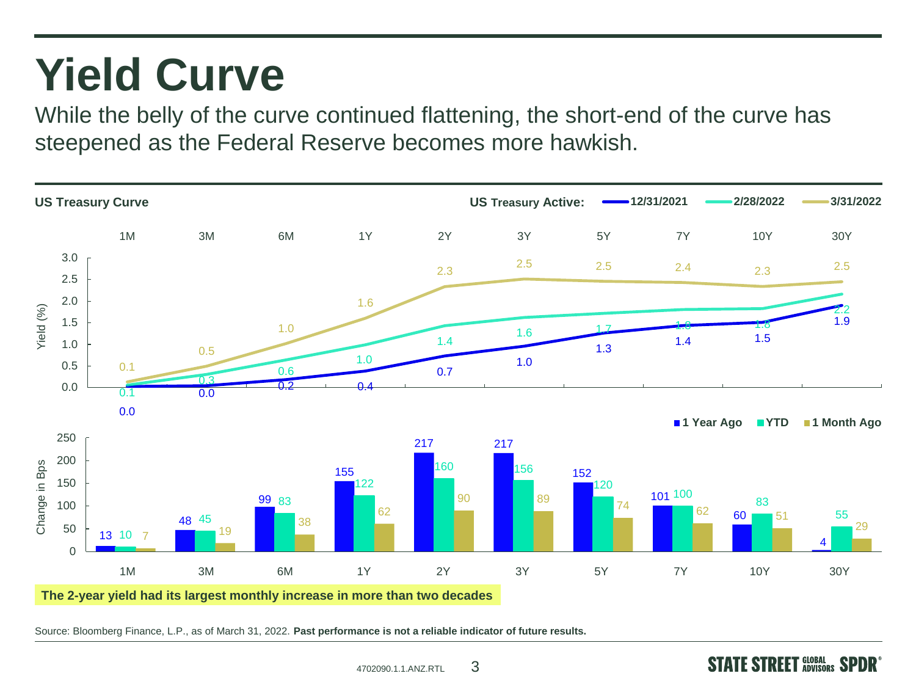# Yield Curve

While the belly of the curve continued flattening, the short-end of the curve has steepened as the Federal Reserve becomes more hawkish.

**US Treasury Curve**

US Treasury Active: 12/31/2021, 2/28/2022, 3/31/2022

Yield (%)

| | 1M | 3M | 6M | 1Y | 2Y | 3Y | 5Y | 7Y | 10Y | 30Y |
|---|---|---|---|---|---|---|---|---|---|---|
| 12/31/2021 | 0.0 | 0.0 | 0.2 | 0.4 | 0.7 | 1.0 | 1.3 | 1.4 | 1.5 | 1.9 |
| 2/28/2022 | 0.1 | 0.3 | 0.6 | 1.0 | 1.4 | 1.6 | 1.7 | 1.8 | 1.8 | 2.2 |
| 3/31/2022 | 0.1 | 0.5 | 1.0 | 1.6 | 2.3 | 2.5 | 2.5 | 2.4 | 2.3 | 2.5 |

Change in Bps

| | 1M | 3M | 6M | 1Y | 2Y | 3Y | 5Y | 7Y | 10Y | 30Y |
|---|---|---|---|---|---|---|---|---|---|---|
| 1 Year Ago | 13 | 48 | 99 | 155 | 217 | 217 | 152 | 101 | 60 | 4 |
| YTD | 10 | 45 | 83 | 122 | 160 | 156 | 120 | 100 | 83 | 55 |
| 1 Month Ago | 7 | 19 | 38 | 62 | 90 | 89 | 74 | 62 | 51 | 29 |

**The 2-year yield had its largest monthly increase in more than two decades**

Source: Bloomberg Finance, L.P., as of March 31, 2022. **Past performance is not a reliable indicator of future results.**

4702090.1.1.ANZ.RTL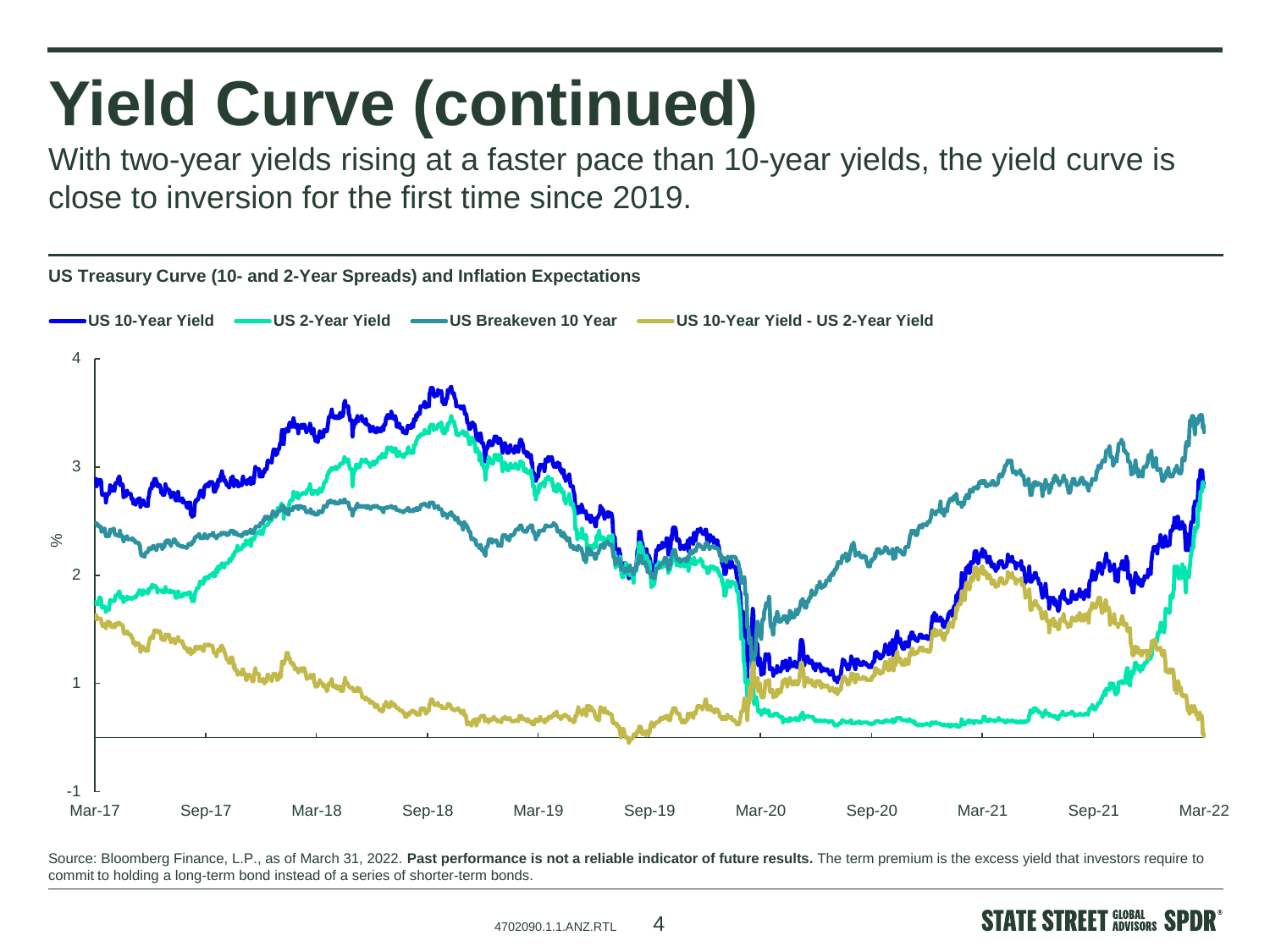# Yield Curve (continued)

With two-year yields rising at a faster pace than 10-year yields, the yield curve is close to inversion for the first time since 2019.

**US Treasury Curve (10- and 2-Year Spreads) and Inflation Expectations**

US 10-Year Yield | US 2-Year Yield | US Breakeven 10 Year | US 10-Year Yield - US 2-Year Yield

Source: Bloomberg Finance, L.P., as of March 31, 2022. **Past performance is not a reliable indicator of future results.** The term premium is the excess yield that investors require to commit to holding a long-term bond instead of a series of shorter-term bonds.

4702090.1.1.ANZ.RTL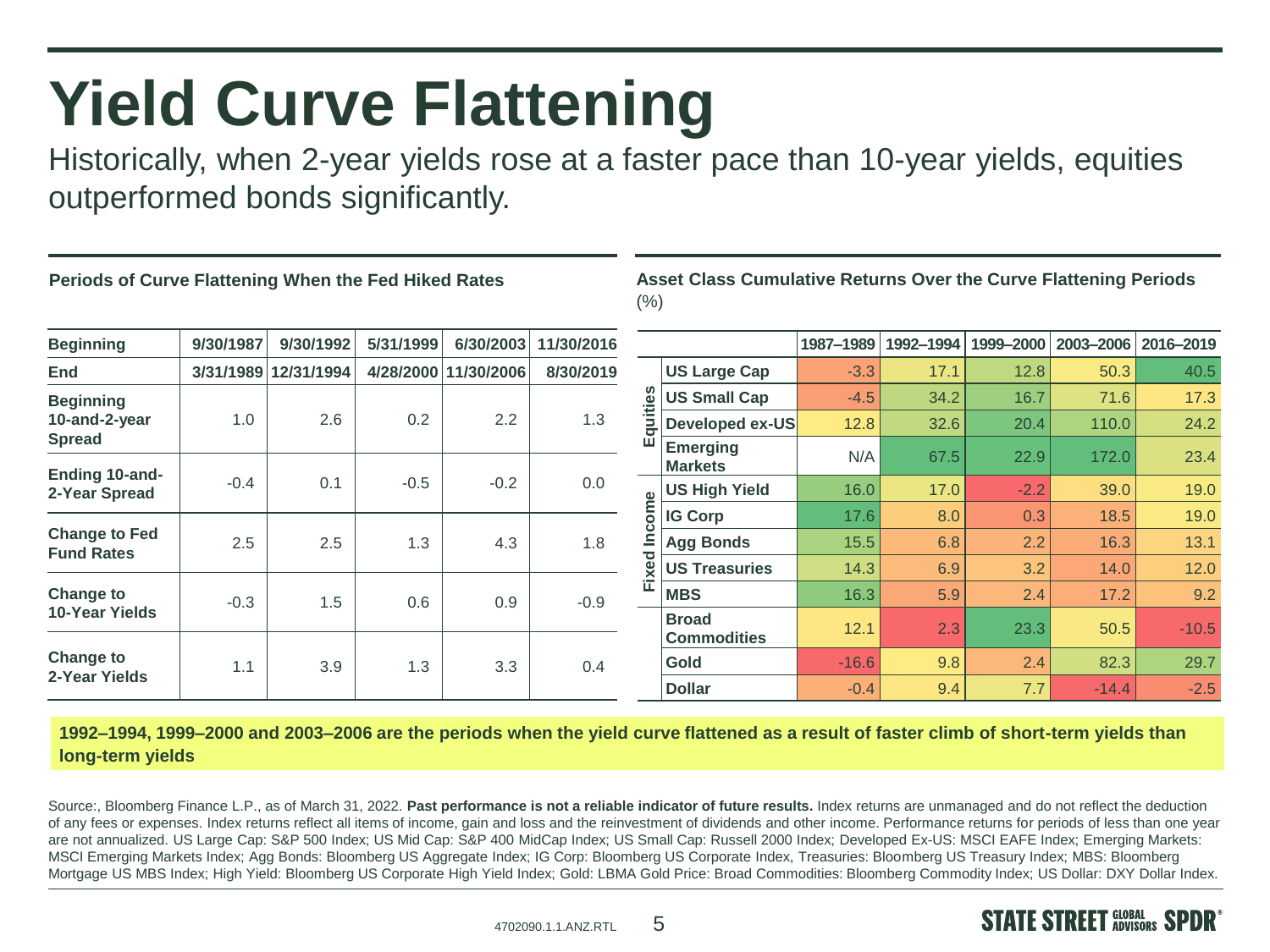# Yield Curve Flattening

Historically, when 2-year yields rose at a faster pace than 10-year yields, equities outperformed bonds significantly.

**Periods of Curve Flattening When the Fed Hiked Rates**

| Beginning | 9/30/1987 | 9/30/1992 | 5/31/1999 | 6/30/2003 | 11/30/2016 |
|---|---|---|---|---|---|
| End | 3/31/1989 | 12/31/1994 | 4/28/2000 | 11/30/2006 | 8/30/2019 |
| Beginning 10-and-2-year Spread | 1.0 | 2.6 | 0.2 | 2.2 | 1.3 |
| Ending 10-and-2-Year Spread | -0.4 | 0.1 | -0.5 | -0.2 | 0.0 |
| Change to Fed Fund Rates | 2.5 | 2.5 | 1.3 | 4.3 | 1.8 |
| Change to 10-Year Yields | -0.3 | 1.5 | 0.6 | 0.9 | -0.9 |
| Change to 2-Year Yields | 1.1 | 3.9 | 1.3 | 3.3 | 0.4 |

**Asset Class Cumulative Returns Over the Curve Flattening Periods** (%)

| | | 1987–1989 | 1992–1994 | 1999–2000 | 2003–2006 | 2016–2019 |
|---|---|---|---|---|---|---|
| Equities | US Large Cap | -3.3 | 17.1 | 12.8 | 50.3 | 40.5 |
| | US Small Cap | -4.5 | 34.2 | 16.7 | 71.6 | 17.3 |
| | Developed ex-US | 12.8 | 32.6 | 20.4 | 110.0 | 24.2 |
| | Emerging Markets | N/A | 67.5 | 22.9 | 172.0 | 23.4 |
| Fixed Income | US High Yield | 16.0 | 17.0 | -2.2 | 39.0 | 19.0 |
| | IG Corp | 17.6 | 8.0 | 0.3 | 18.5 | 19.0 |
| | Agg Bonds | 15.5 | 6.8 | 2.2 | 16.3 | 13.1 |
| | US Treasuries | 14.3 | 6.9 | 3.2 | 14.0 | 12.0 |
| | MBS | 16.3 | 5.9 | 2.4 | 17.2 | 9.2 |
| | Broad Commodities | 12.1 | 2.3 | 23.3 | 50.5 | -10.5 |
| | Gold | -16.6 | 9.8 | 2.4 | 82.3 | 29.7 |
| | Dollar | -0.4 | 9.4 | 7.7 | -14.4 | -2.5 |

**1992–1994, 1999–2000 and 2003–2006 are the periods when the yield curve flattened as a result of faster climb of short-term yields than long-term yields**

Source:, Bloomberg Finance L.P., as of March 31, 2022. **Past performance is not a reliable indicator of future results.** Index returns are unmanaged and do not reflect the deduction of any fees or expenses. Index returns reflect all items of income, gain and loss and the reinvestment of dividends and other income. Performance returns for periods of less than one year are not annualized. US Large Cap: S&P 500 Index; US Mid Cap: S&P 400 MidCap Index; US Small Cap: Russell 2000 Index; Developed Ex-US: MSCI EAFE Index; Emerging Markets: MSCI Emerging Markets Index; Agg Bonds: Bloomberg US Aggregate Index; IG Corp: Bloomberg US Corporate Index, Treasuries: Bloomberg US Treasury Index; MBS: Bloomberg Mortgage US MBS Index; High Yield: Bloomberg US Corporate High Yield Index; Gold: LBMA Gold Price: Broad Commodities: Bloomberg Commodity Index; US Dollar: DXY Dollar Index.

4702090.1.1.ANZ.RTL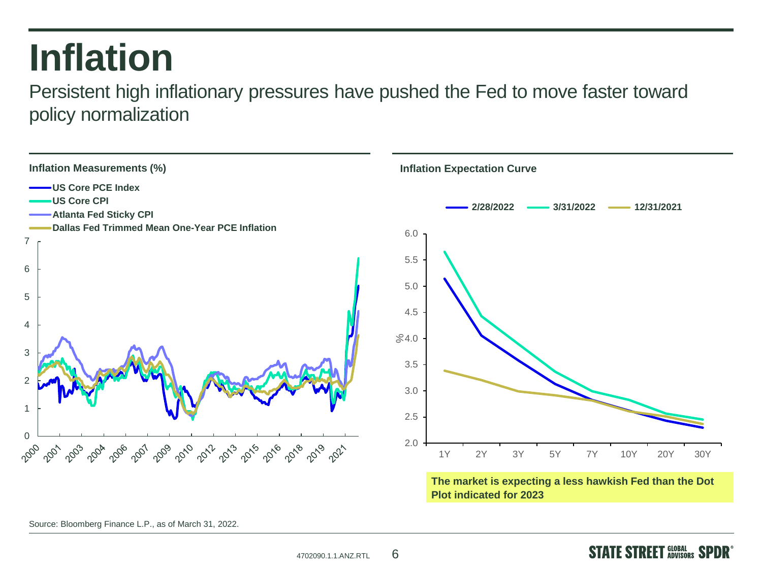# Inflation

Persistent high inflationary pressures have pushed the Fed to move faster toward policy normalization

**Inflation Measurements (%)**

- US Core PCE Index
- US Core CPI
- Atlanta Fed Sticky CPI
- Dallas Fed Trimmed Mean One-Year PCE Inflation

**Inflation Expectation Curve**

- 2/28/2022
- 3/31/2022
- 12/31/2021

**The market is expecting a less hawkish Fed than the Dot Plot indicated for 2023**

Source: Bloomberg Finance L.P., as of March 31, 2022.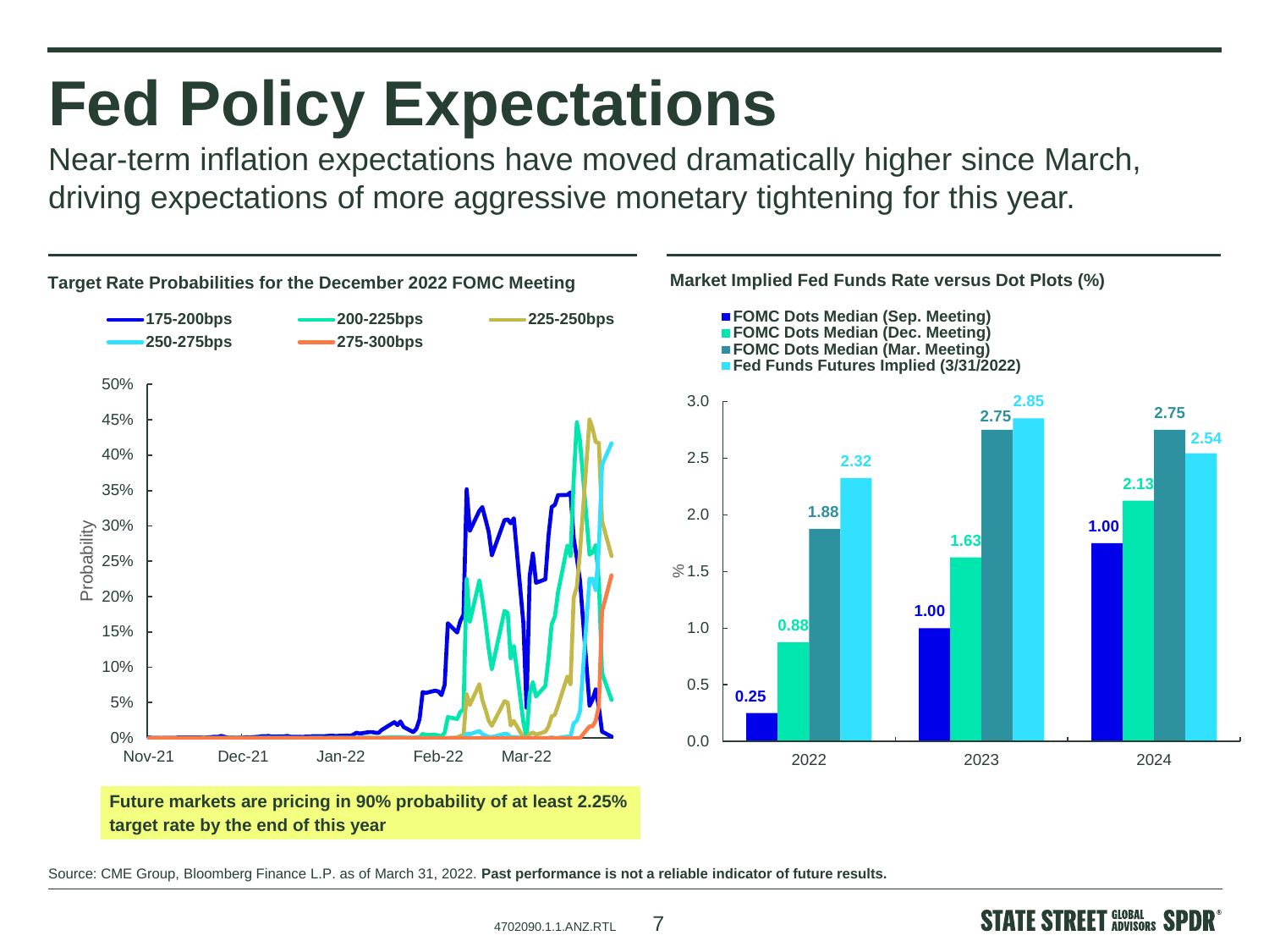# Fed Policy Expectations

Near-term inflation expectations have moved dramatically higher since March, driving expectations of more aggressive monetary tightening for this year.

**Target Rate Probabilities for the December 2022 FOMC Meeting**

175-200bps | 200-225bps | 225-250bps | 250-275bps | 275-300bps

Probability: 0% – 50%

Nov-21, Dec-21, Jan-22, Feb-22, Mar-22

**Future markets are pricing in 90% probability of at least 2.25% target rate by the end of this year**

**Market Implied Fed Funds Rate versus Dot Plots (%)**

| | 2022 | 2023 | 2024 |
|---|---|---|---|
| FOMC Dots Median (Sep. Meeting) | 0.25 | 1.00 | 1.00 |
| FOMC Dots Median (Dec. Meeting) | 0.88 | 1.63 | 2.13 |
| FOMC Dots Median (Mar. Meeting) | 1.88 | 2.75 | 2.75 |
| Fed Funds Futures Implied (3/31/2022) | 2.32 | 2.85 | 2.54 |

Source: CME Group, Bloomberg Finance L.P. as of March 31, 2022. **Past performance is not a reliable indicator of future results.**

4702090.1.1.ANZ.RTL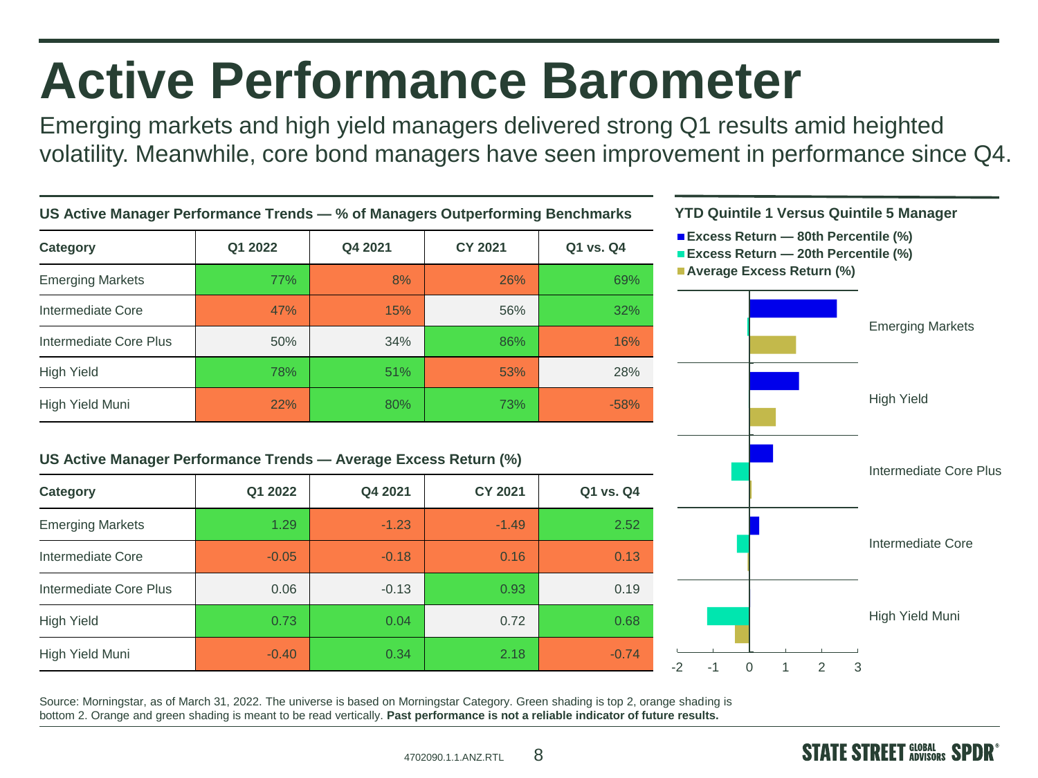# Active Performance Barometer

Emerging markets and high yield managers delivered strong Q1 results amid heighted volatility. Meanwhile, core bond managers have seen improvement in performance since Q4.

**US Active Manager Performance Trends — % of Managers Outperforming Benchmarks**

| Category | Q1 2022 | Q4 2021 | CY 2021 | Q1 vs. Q4 |
|---|---|---|---|---|
| Emerging Markets | 77% | 8% | 26% | 69% |
| Intermediate Core | 47% | 15% | 56% | 32% |
| Intermediate Core Plus | 50% | 34% | 86% | 16% |
| High Yield | 78% | 51% | 53% | 28% |
| High Yield Muni | 22% | 80% | 73% | -58% |

**US Active Manager Performance Trends — Average Excess Return (%)**

| Category | Q1 2022 | Q4 2021 | CY 2021 | Q1 vs. Q4 |
|---|---|---|---|---|
| Emerging Markets | 1.29 | -1.23 | -1.49 | 2.52 |
| Intermediate Core | -0.05 | -0.18 | 0.16 | 0.13 |
| Intermediate Core Plus | 0.06 | -0.13 | 0.93 | 0.19 |
| High Yield | 0.73 | 0.04 | 0.72 | 0.68 |
| High Yield Muni | -0.40 | 0.34 | 2.18 | -0.74 |

**YTD Quintile 1 Versus Quintile 5 Manager**

- Excess Return — 80th Percentile (%)
- Excess Return — 20th Percentile (%)
- Average Excess Return (%)

Emerging Markets

High Yield

Intermediate Core Plus

Intermediate Core

High Yield Muni

-2 -1 0 1 2 3

Source: Morningstar, as of March 31, 2022. The universe is based on Morningstar Category. Green shading is top 2, orange shading is bottom 2. Orange and green shading is meant to be read vertically. **Past performance is not a reliable indicator of future results.**

4702090.1.1.ANZ.RTL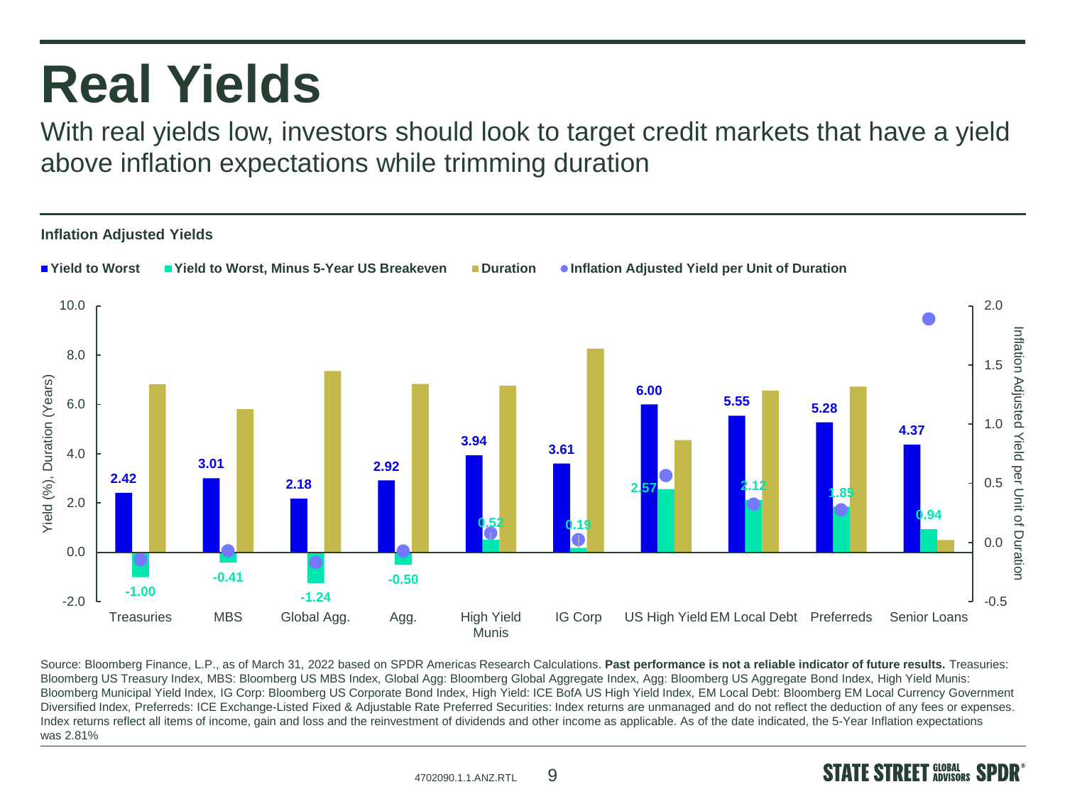# Real Yields

With real yields low, investors should look to target credit markets that have a yield above inflation expectations while trimming duration

**Inflation Adjusted Yields**

| | Yield to Worst | Yield to Worst, Minus 5-Year US Breakeven |
|---|---|---|
| Treasuries | 2.42 | -1.00 |
| MBS | 3.01 | -0.41 |
| Global Agg. | 2.18 | -1.24 |
| Agg. | 2.92 | -0.50 |
| High Yield Munis | 3.94 | 0.52 |
| IG Corp | 3.61 | 0.19 |
| US High Yield | 6.00 | 2.57 |
| EM Local Debt | 5.55 | 2.12 |
| Preferreds | 5.28 | 1.85 |
| Senior Loans | 4.37 | 0.94 |

Source: Bloomberg Finance, L.P., as of March 31, 2022 based on SPDR Americas Research Calculations. **Past performance is not a reliable indicator of future results.** Treasuries: Bloomberg US Treasury Index, MBS: Bloomberg US MBS Index, Global Agg: Bloomberg Global Aggregate Index, Agg: Bloomberg US Aggregate Bond Index, High Yield Munis: Bloomberg Municipal Yield Index, IG Corp: Bloomberg US Corporate Bond Index, High Yield: ICE BofA US High Yield Index, EM Local Debt: Bloomberg EM Local Currency Government Diversified Index, Preferreds: ICE Exchange-Listed Fixed & Adjustable Rate Preferred Securities: Index returns are unmanaged and do not reflect the deduction of any fees or expenses. Index returns reflect all items of income, gain and loss and the reinvestment of dividends and other income as applicable. As of the date indicated, the 5-Year Inflation expectations was 2.81%

4702090.1.1.ANZ.RTL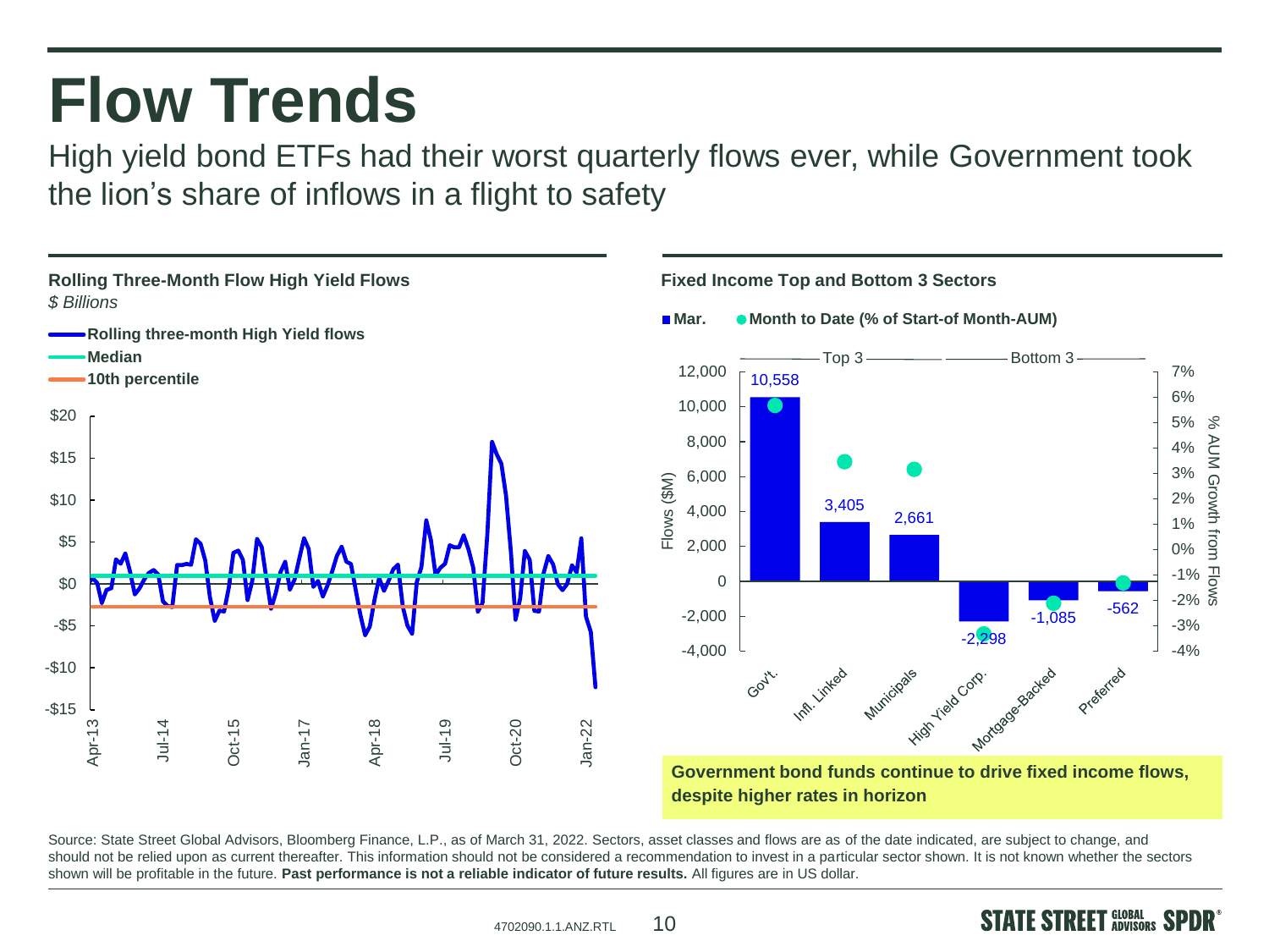# Flow Trends

High yield bond ETFs had their worst quarterly flows ever, while Government took the lion's share of inflows in a flight to safety

**Rolling Three-Month Flow High Yield Flows**

*$ Billions*

**Fixed Income Top and Bottom 3 Sectors**

| | Top 3 | | | Bottom 3 | | |
|---|---|---|---|---|---|---|
| | Gov't. | Infl. Linked | Municipals | High Yield Corp. | Mortgage-Backed | Preferred |
| Mar. Flows ($M) | 10,558 | 3,405 | 2,661 | -2,298 | -1,085 | -562 |

**Government bond funds continue to drive fixed income flows, despite higher rates in horizon**

Source: State Street Global Advisors, Bloomberg Finance, L.P., as of March 31, 2022. Sectors, asset classes and flows are as of the date indicated, are subject to change, and should not be relied upon as current thereafter. This information should not be considered a recommendation to invest in a particular sector shown. It is not known whether the sectors shown will be profitable in the future. **Past performance is not a reliable indicator of future results.** All figures are in US dollar.

4702090.1.1.ANZ.RTL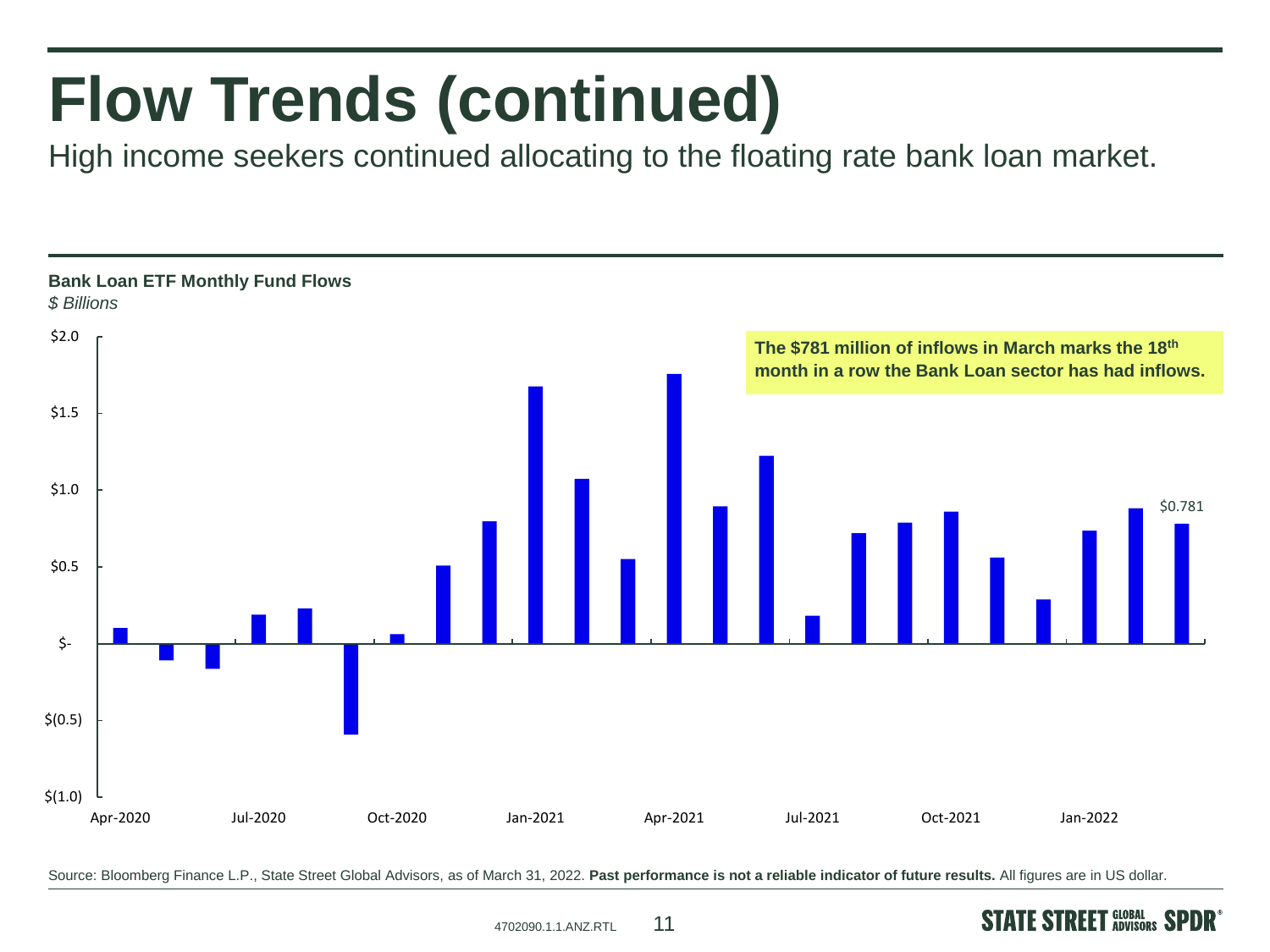# Flow Trends (continued)

High income seekers continued allocating to the floating rate bank loan market.

**Bank Loan ETF Monthly Fund Flows**

*$ Billions*

**The $781 million of inflows in March marks the 18th month in a row the Bank Loan sector has had inflows.**

$2.0
$1.5
$1.0
$0.5
$-
$(0.5)
$(1.0)

$0.781

Apr-2020 Jul-2020 Oct-2020 Jan-2021 Apr-2021 Jul-2021 Oct-2021 Jan-2022

Source: Bloomberg Finance L.P., State Street Global Advisors, as of March 31, 2022. **Past performance is not a reliable indicator of future results.** All figures are in US dollar.

4702090.1.1.ANZ.RTL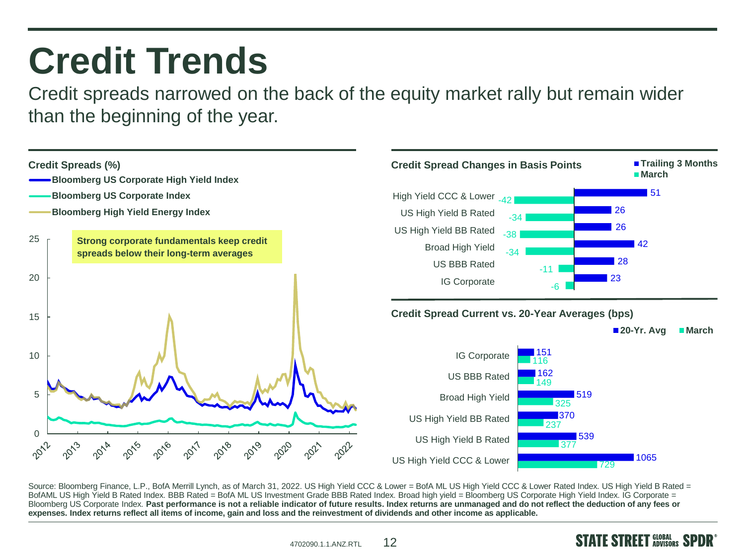# Credit Trends

Credit spreads narrowed on the back of the equity market rally but remain wider than the beginning of the year.

## Credit Spreads (%)

- Bloomberg US Corporate High Yield Index
- Bloomberg US Corporate Index
- Bloomberg High Yield Energy Index

**Strong corporate fundamentals keep credit spreads below their long-term averages**

## Credit Spread Changes in Basis Points

| | Trailing 3 Months | March |
|---|---|---|
| High Yield CCC & Lower | 51 | -42 |
| US High Yield B Rated | 26 | -34 |
| US High Yield BB Rated | 26 | -38 |
| Broad High Yield | 42 | -34 |
| US BBB Rated | 28 | -11 |
| IG Corporate | 23 | -6 |

## Credit Spread Current vs. 20-Year Averages (bps)

| | 20-Yr. Avg | March |
|---|---|---|
| IG Corporate | 151 | 116 |
| US BBB Rated | 162 | 149 |
| Broad High Yield | 519 | 325 |
| US High Yield BB Rated | 370 | 237 |
| US High Yield B Rated | 539 | 377 |
| US High Yield CCC & Lower | 1065 | 729 |

Source: Bloomberg Finance, L.P., BofA Merrill Lynch, as of March 31, 2022. US High Yield CCC & Lower = BofA ML US High Yield CCC & Lower Rated Index. US High Yield B Rated = BofAML US High Yield B Rated Index. BBB Rated = BofA ML US Investment Grade BBB Rated Index. Broad high yield = Bloomberg US Corporate High Yield Index. IG Corporate = Bloomberg US Corporate Index. **Past performance is not a reliable indicator of future results. Index returns are unmanaged and do not reflect the deduction of any fees or expenses. Index returns reflect all items of income, gain and loss and the reinvestment of dividends and other income as applicable.**

4702090.1.1.ANZ.RTL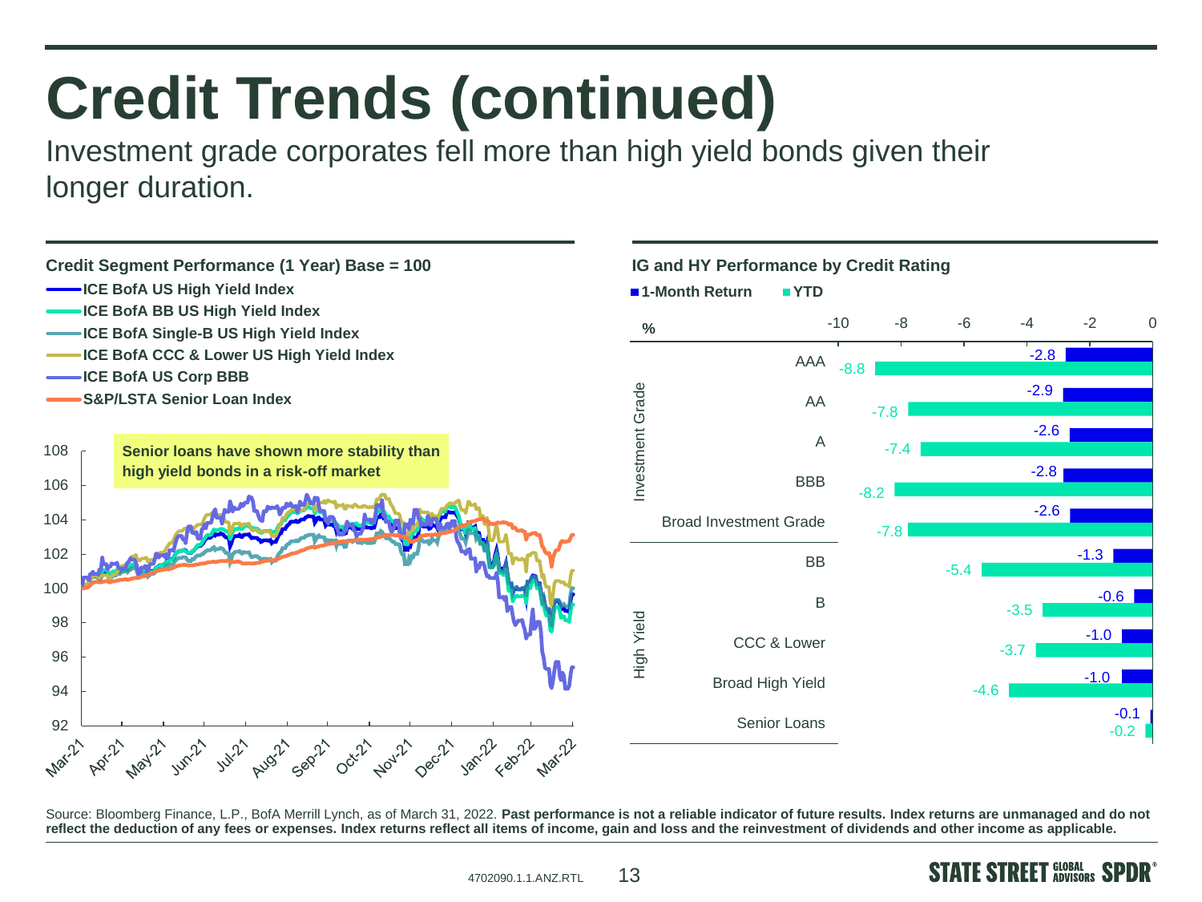# Credit Trends (continued)

Investment grade corporates fell more than high yield bonds given their longer duration.

## Credit Segment Performance (1 Year) Base = 100

- ICE BofA US High Yield Index
- ICE BofA BB US High Yield Index
- ICE BofA Single-B US High Yield Index
- ICE BofA CCC & Lower US High Yield Index
- ICE BofA US Corp BBB
- S&P/LSTA Senior Loan Index

Senior loans have shown more stability than high yield bonds in a risk-off market

## IG and HY Performance by Credit Rating

| % | | 1-Month Return | YTD |
|---|---|---|---|
| Investment Grade | AAA | -2.8 | -8.8 |
| | AA | -2.9 | -7.8 |
| | A | -2.6 | -7.4 |
| | BBB | -2.8 | -8.2 |
| | Broad Investment Grade | -2.6 | -7.8 |
| High Yield | BB | -1.3 | -5.4 |
| | B | -0.6 | -3.5 |
| | CCC & Lower | -1.0 | -3.7 |
| | Broad High Yield | -1.0 | -4.6 |
| | Senior Loans | -0.1 | -0.2 |

Source: Bloomberg Finance, L.P., BofA Merrill Lynch, as of March 31, 2022. **Past performance is not a reliable indicator of future results. Index returns are unmanaged and do not reflect the deduction of any fees or expenses. Index returns reflect all items of income, gain and loss and the reinvestment of dividends and other income as applicable.**

4702090.1.1.ANZ.RTL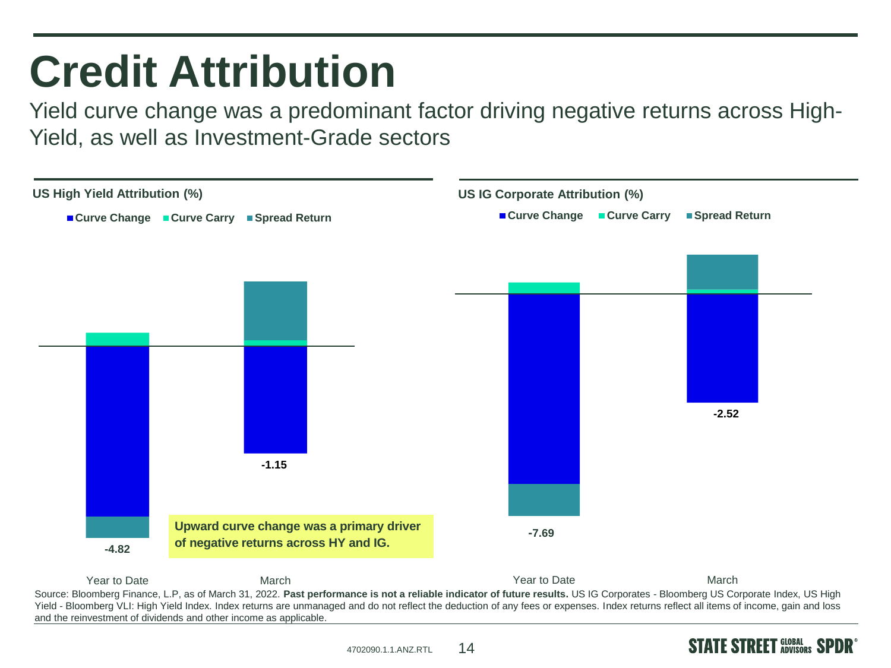# Credit Attribution

Yield curve change was a predominant factor driving negative returns across High-Yield, as well as Investment-Grade sectors

**US High Yield Attribution (%)**

Curve Change | Curve Carry | Spread Return

| | Year to Date | March |
|---|---|---|
| Total | -4.82 | -1.15 |

**US IG Corporate Attribution (%)**

Curve Change | Curve Carry | Spread Return

| | Year to Date | March |
|---|---|---|
| Total | -7.69 | -2.52 |

**Upward curve change was a primary driver of negative returns across HY and IG.**

Source: Bloomberg Finance, L.P, as of March 31, 2022. **Past performance is not a reliable indicator of future results.** US IG Corporates - Bloomberg US Corporate Index, US High Yield - Bloomberg VLI: High Yield Index. Index returns are unmanaged and do not reflect the deduction of any fees or expenses. Index returns reflect all items of income, gain and loss and the reinvestment of dividends and other income as applicable.

4702090.1.1.ANZ.RTL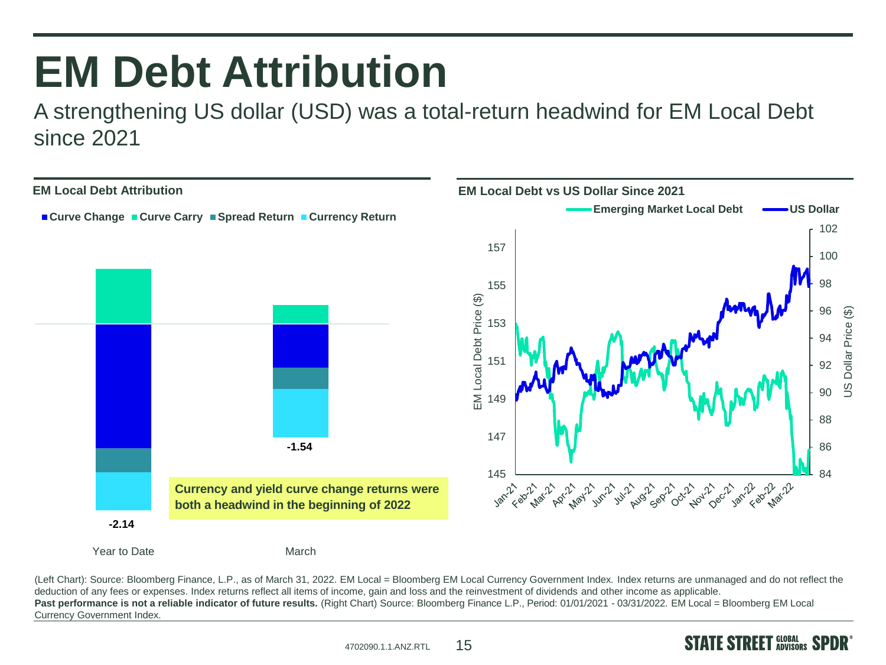# EM Debt Attribution

A strengthening US dollar (USD) was a total-return headwind for EM Local Debt since 2021

### EM Local Debt Attribution

Curve Change | Curve Carry | Spread Return | Currency Return

Year to Date: -2.14

March: -1.54

**Currency and yield curve change returns were both a headwind in the beginning of 2022**

### EM Local Debt vs US Dollar Since 2021

Emerging Market Local Debt | US Dollar

(Left Chart): Source: Bloomberg Finance, L.P., as of March 31, 2022. EM Local = Bloomberg EM Local Currency Government Index. Index returns are unmanaged and do not reflect the deduction of any fees or expenses. Index returns reflect all items of income, gain and loss and the reinvestment of dividends and other income as applicable.
**Past performance is not a reliable indicator of future results.** (Right Chart) Source: Bloomberg Finance L.P., Period: 01/01/2021 - 03/31/2022. EM Local = Bloomberg EM Local Currency Government Index.

4702090.1.1.ANZ.RTL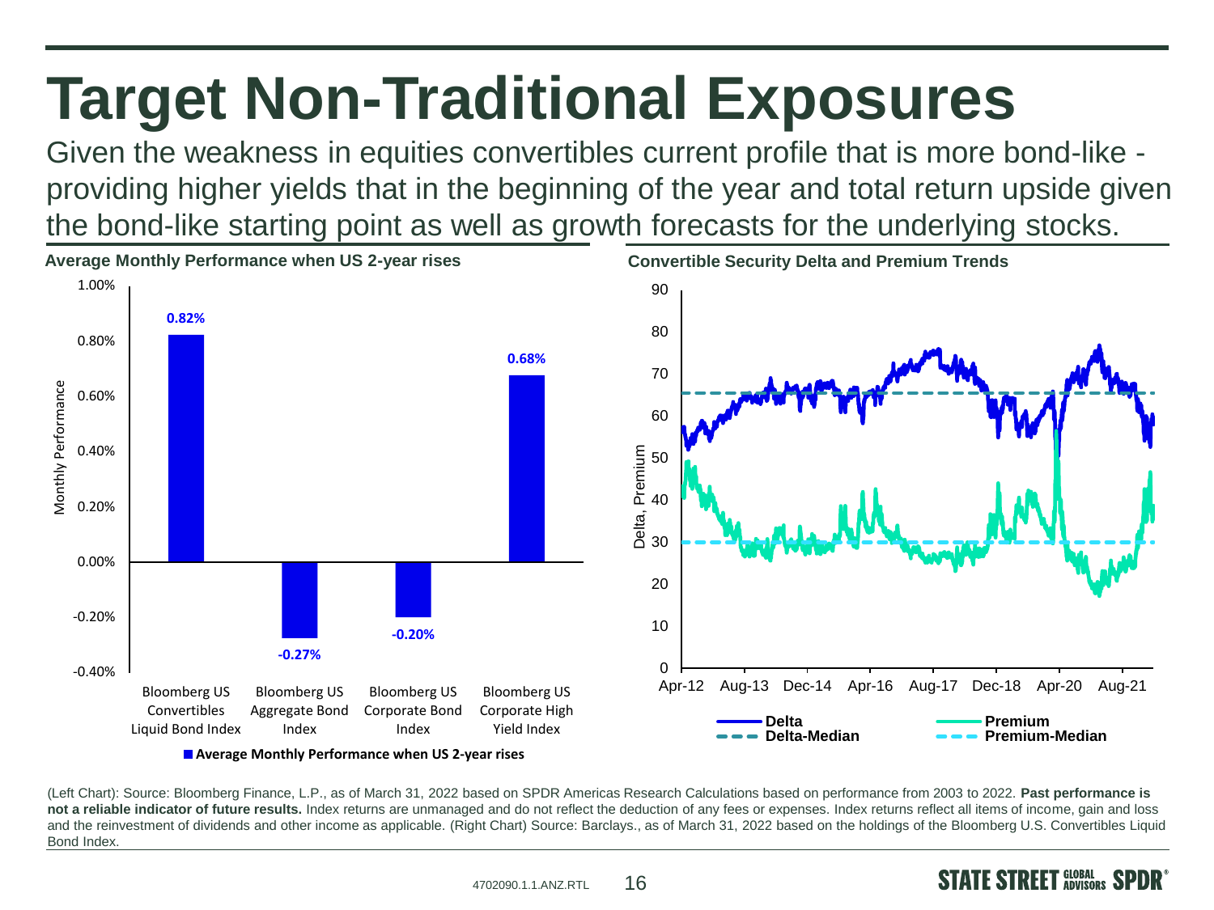# Target Non-Traditional Exposures

Given the weakness in equities convertibles current profile that is more bond-like - providing higher yields that in the beginning of the year and total return upside given the bond-like starting point as well as growth forecasts for the underlying stocks.

**Average Monthly Performance when US 2-year rises**

| Index | Average Monthly Performance when US 2-year rises |
|---|---|
| Bloomberg US Convertibles Liquid Bond Index | 0.82% |
| Bloomberg US Aggregate Bond Index | -0.27% |
| Bloomberg US Corporate Bond Index | -0.20% |
| Bloomberg US Corporate High Yield Index | 0.68% |

**Convertible Security Delta and Premium Trends**

(Left Chart): Source: Bloomberg Finance, L.P., as of March 31, 2022 based on SPDR Americas Research Calculations based on performance from 2003 to 2022. **Past performance is not a reliable indicator of future results.** Index returns are unmanaged and do not reflect the deduction of any fees or expenses. Index returns reflect all items of income, gain and loss and the reinvestment of dividends and other income as applicable. (Right Chart) Source: Barclays., as of March 31, 2022 based on the holdings of the Bloomberg U.S. Convertibles Liquid Bond Index.

4702090.1.1.ANZ.RTL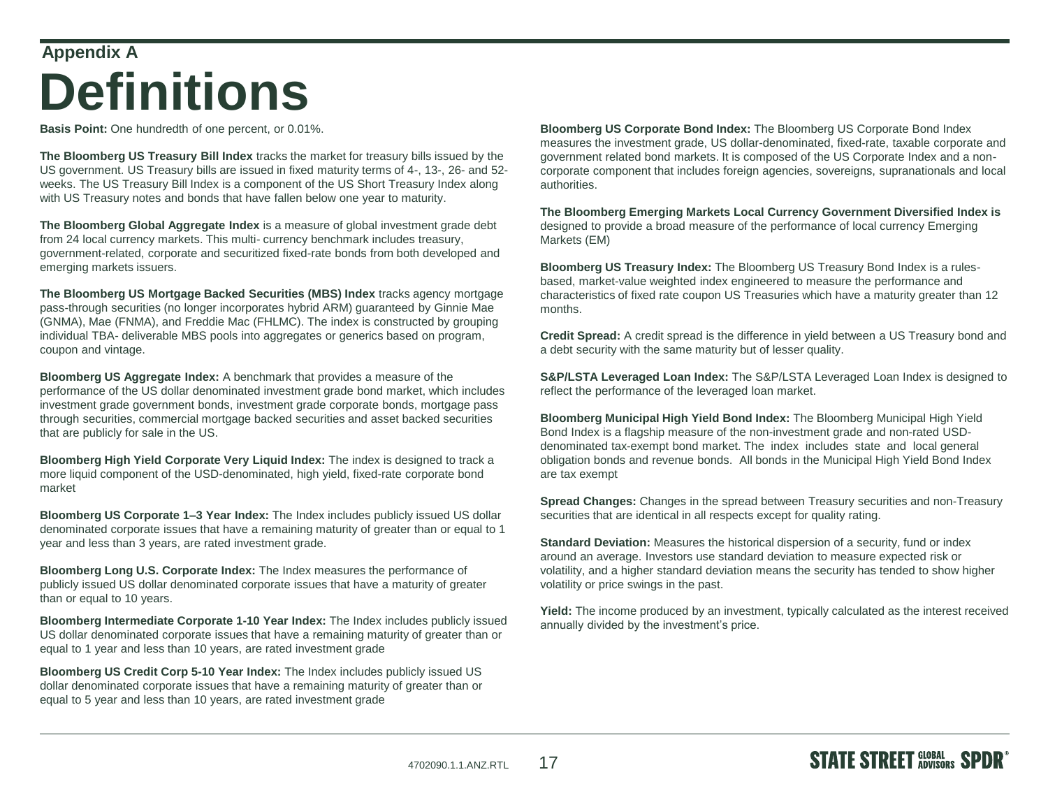## Appendix A

# Definitions

**Basis Point:** One hundredth of one percent, or 0.01%.

**The Bloomberg US Treasury Bill Index** tracks the market for treasury bills issued by the US government. US Treasury bills are issued in fixed maturity terms of 4-, 13-, 26- and 52-weeks. The US Treasury Bill Index is a component of the US Short Treasury Index along with US Treasury notes and bonds that have fallen below one year to maturity.

**The Bloomberg Global Aggregate Index** is a measure of global investment grade debt from 24 local currency markets. This multi- currency benchmark includes treasury, government-related, corporate and securitized fixed-rate bonds from both developed and emerging markets issuers.

**The Bloomberg US Mortgage Backed Securities (MBS) Index** tracks agency mortgage pass-through securities (no longer incorporates hybrid ARM) guaranteed by Ginnie Mae (GNMA), Mae (FNMA), and Freddie Mac (FHLMC). The index is constructed by grouping individual TBA- deliverable MBS pools into aggregates or generics based on program, coupon and vintage.

**Bloomberg US Aggregate Index:** A benchmark that provides a measure of the performance of the US dollar denominated investment grade bond market, which includes investment grade government bonds, investment grade corporate bonds, mortgage pass through securities, commercial mortgage backed securities and asset backed securities that are publicly for sale in the US.

**Bloomberg High Yield Corporate Very Liquid Index:** The index is designed to track a more liquid component of the USD-denominated, high yield, fixed-rate corporate bond market

**Bloomberg US Corporate 1–3 Year Index:** The Index includes publicly issued US dollar denominated corporate issues that have a remaining maturity of greater than or equal to 1 year and less than 3 years, are rated investment grade.

**Bloomberg Long U.S. Corporate Index:** The Index measures the performance of publicly issued US dollar denominated corporate issues that have a maturity of greater than or equal to 10 years.

**Bloomberg Intermediate Corporate 1-10 Year Index:** The Index includes publicly issued US dollar denominated corporate issues that have a remaining maturity of greater than or equal to 1 year and less than 10 years, are rated investment grade

**Bloomberg US Credit Corp 5-10 Year Index:** The Index includes publicly issued US dollar denominated corporate issues that have a remaining maturity of greater than or equal to 5 year and less than 10 years, are rated investment grade

**Bloomberg US Corporate Bond Index:** The Bloomberg US Corporate Bond Index measures the investment grade, US dollar-denominated, fixed-rate, taxable corporate and government related bond markets. It is composed of the US Corporate Index and a non-corporate component that includes foreign agencies, sovereigns, supranationals and local authorities.

**The Bloomberg Emerging Markets Local Currency Government Diversified Index is** designed to provide a broad measure of the performance of local currency Emerging Markets (EM)

**Bloomberg US Treasury Index:** The Bloomberg US Treasury Bond Index is a rules-based, market-value weighted index engineered to measure the performance and characteristics of fixed rate coupon US Treasuries which have a maturity greater than 12 months.

**Credit Spread:** A credit spread is the difference in yield between a US Treasury bond and a debt security with the same maturity but of lesser quality.

**S&P/LSTA Leveraged Loan Index:** The S&P/LSTA Leveraged Loan Index is designed to reflect the performance of the leveraged loan market.

**Bloomberg Municipal High Yield Bond Index:** The Bloomberg Municipal High Yield Bond Index is a flagship measure of the non-investment grade and non-rated USD-denominated tax-exempt bond market. The index includes state and local general obligation bonds and revenue bonds. All bonds in the Municipal High Yield Bond Index are tax exempt

**Spread Changes:** Changes in the spread between Treasury securities and non-Treasury securities that are identical in all respects except for quality rating.

**Standard Deviation:** Measures the historical dispersion of a security, fund or index around an average. Investors use standard deviation to measure expected risk or volatility, and a higher standard deviation means the security has tended to show higher volatility or price swings in the past.

**Yield:** The income produced by an investment, typically calculated as the interest received annually divided by the investment's price.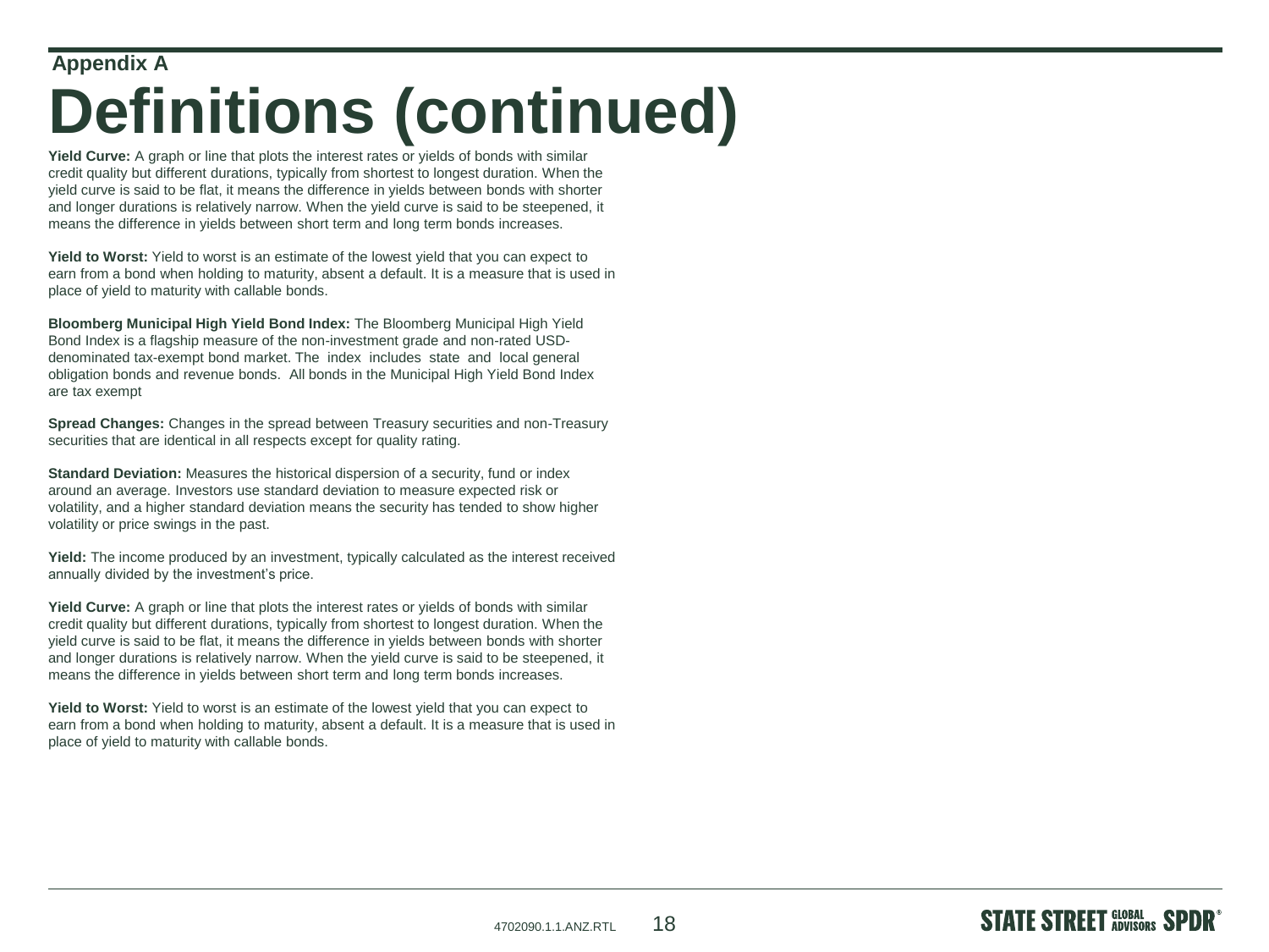Appendix A

# Definitions (continued)

**Yield Curve:** A graph or line that plots the interest rates or yields of bonds with similar credit quality but different durations, typically from shortest to longest duration. When the yield curve is said to be flat, it means the difference in yields between bonds with shorter and longer durations is relatively narrow. When the yield curve is said to be steepened, it means the difference in yields between short term and long term bonds increases.

**Yield to Worst:** Yield to worst is an estimate of the lowest yield that you can expect to earn from a bond when holding to maturity, absent a default. It is a measure that is used in place of yield to maturity with callable bonds.

**Bloomberg Municipal High Yield Bond Index:** The Bloomberg Municipal High Yield Bond Index is a flagship measure of the non-investment grade and non-rated USD-denominated tax-exempt bond market. The index includes state and local general obligation bonds and revenue bonds. All bonds in the Municipal High Yield Bond Index are tax exempt

**Spread Changes:** Changes in the spread between Treasury securities and non-Treasury securities that are identical in all respects except for quality rating.

**Standard Deviation:** Measures the historical dispersion of a security, fund or index around an average. Investors use standard deviation to measure expected risk or volatility, and a higher standard deviation means the security has tended to show higher volatility or price swings in the past.

**Yield:** The income produced by an investment, typically calculated as the interest received annually divided by the investment's price.

**Yield Curve:** A graph or line that plots the interest rates or yields of bonds with similar credit quality but different durations, typically from shortest to longest duration. When the yield curve is said to be flat, it means the difference in yields between bonds with shorter and longer durations is relatively narrow. When the yield curve is said to be steepened, it means the difference in yields between short term and long term bonds increases.

**Yield to Worst:** Yield to worst is an estimate of the lowest yield that you can expect to earn from a bond when holding to maturity, absent a default. It is a measure that is used in place of yield to maturity with callable bonds.

4702090.1.1.ANZ.RTL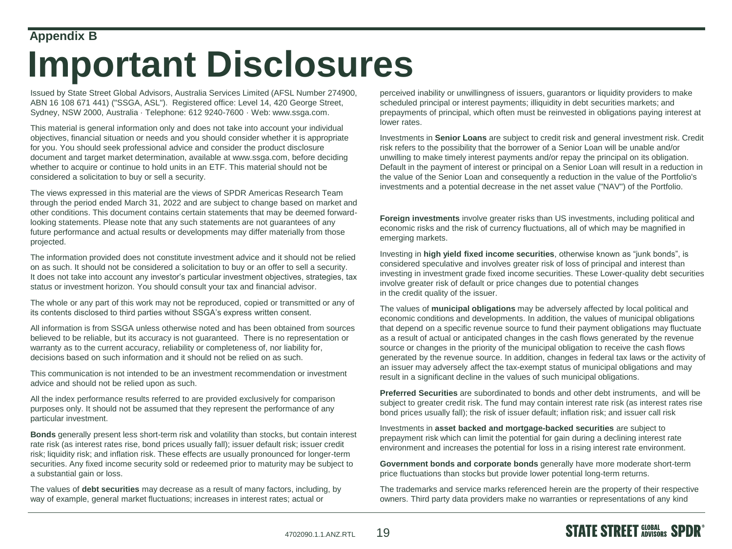## Appendix B

# Important Disclosures

Issued by State Street Global Advisors, Australia Services Limited (AFSL Number 274900, ABN 16 108 671 441) ("SSGA, ASL"). Registered office: Level 14, 420 George Street, Sydney, NSW 2000, Australia · Telephone: 612 9240-7600 · Web: www.ssga.com.

This material is general information only and does not take into account your individual objectives, financial situation or needs and you should consider whether it is appropriate for you. You should seek professional advice and consider the product disclosure document and target market determination, available at www.ssga.com, before deciding whether to acquire or continue to hold units in an ETF. This material should not be considered a solicitation to buy or sell a security.

The views expressed in this material are the views of SPDR Americas Research Team through the period ended March 31, 2022 and are subject to change based on market and other conditions. This document contains certain statements that may be deemed forward-looking statements. Please note that any such statements are not guarantees of any future performance and actual results or developments may differ materially from those projected.

The information provided does not constitute investment advice and it should not be relied on as such. It should not be considered a solicitation to buy or an offer to sell a security. It does not take into account any investor's particular investment objectives, strategies, tax status or investment horizon. You should consult your tax and financial advisor.

The whole or any part of this work may not be reproduced, copied or transmitted or any of its contents disclosed to third parties without SSGA's express written consent.

All information is from SSGA unless otherwise noted and has been obtained from sources believed to be reliable, but its accuracy is not guaranteed. There is no representation or warranty as to the current accuracy, reliability or completeness of, nor liability for, decisions based on such information and it should not be relied on as such.

This communication is not intended to be an investment recommendation or investment advice and should not be relied upon as such.

All the index performance results referred to are provided exclusively for comparison purposes only. It should not be assumed that they represent the performance of any particular investment.

**Bonds** generally present less short-term risk and volatility than stocks, but contain interest rate risk (as interest rates rise, bond prices usually fall); issuer default risk; issuer credit risk; liquidity risk; and inflation risk. These effects are usually pronounced for longer-term securities. Any fixed income security sold or redeemed prior to maturity may be subject to a substantial gain or loss.

The values of **debt securities** may decrease as a result of many factors, including, by way of example, general market fluctuations; increases in interest rates; actual or perceived inability or unwillingness of issuers, guarantors or liquidity providers to make scheduled principal or interest payments; illiquidity in debt securities markets; and prepayments of principal, which often must be reinvested in obligations paying interest at lower rates.

Investments in **Senior Loans** are subject to credit risk and general investment risk. Credit risk refers to the possibility that the borrower of a Senior Loan will be unable and/or unwilling to make timely interest payments and/or repay the principal on its obligation. Default in the payment of interest or principal on a Senior Loan will result in a reduction in the value of the Senior Loan and consequently a reduction in the value of the Portfolio's investments and a potential decrease in the net asset value ("NAV") of the Portfolio.

**Foreign investments** involve greater risks than US investments, including political and economic risks and the risk of currency fluctuations, all of which may be magnified in emerging markets.

Investing in **high yield fixed income securities**, otherwise known as "junk bonds", is considered speculative and involves greater risk of loss of principal and interest than investing in investment grade fixed income securities. These Lower-quality debt securities involve greater risk of default or price changes due to potential changes in the credit quality of the issuer.

The values of **municipal obligations** may be adversely affected by local political and economic conditions and developments. In addition, the values of municipal obligations that depend on a specific revenue source to fund their payment obligations may fluctuate as a result of actual or anticipated changes in the cash flows generated by the revenue source or changes in the priority of the municipal obligation to receive the cash flows generated by the revenue source. In addition, changes in federal tax laws or the activity of an issuer may adversely affect the tax-exempt status of municipal obligations and may result in a significant decline in the values of such municipal obligations.

**Preferred Securities** are subordinated to bonds and other debt instruments, and will be subject to greater credit risk. The fund may contain interest rate risk (as interest rates rise bond prices usually fall); the risk of issuer default; inflation risk; and issuer call risk

Investments in **asset backed and mortgage-backed securities** are subject to prepayment risk which can limit the potential for gain during a declining interest rate environment and increases the potential for loss in a rising interest rate environment.

**Government bonds and corporate bonds** generally have more moderate short-term price fluctuations than stocks but provide lower potential long-term returns.

The trademarks and service marks referenced herein are the property of their respective owners. Third party data providers make no warranties or representations of any kind

4702090.1.1.ANZ.RTL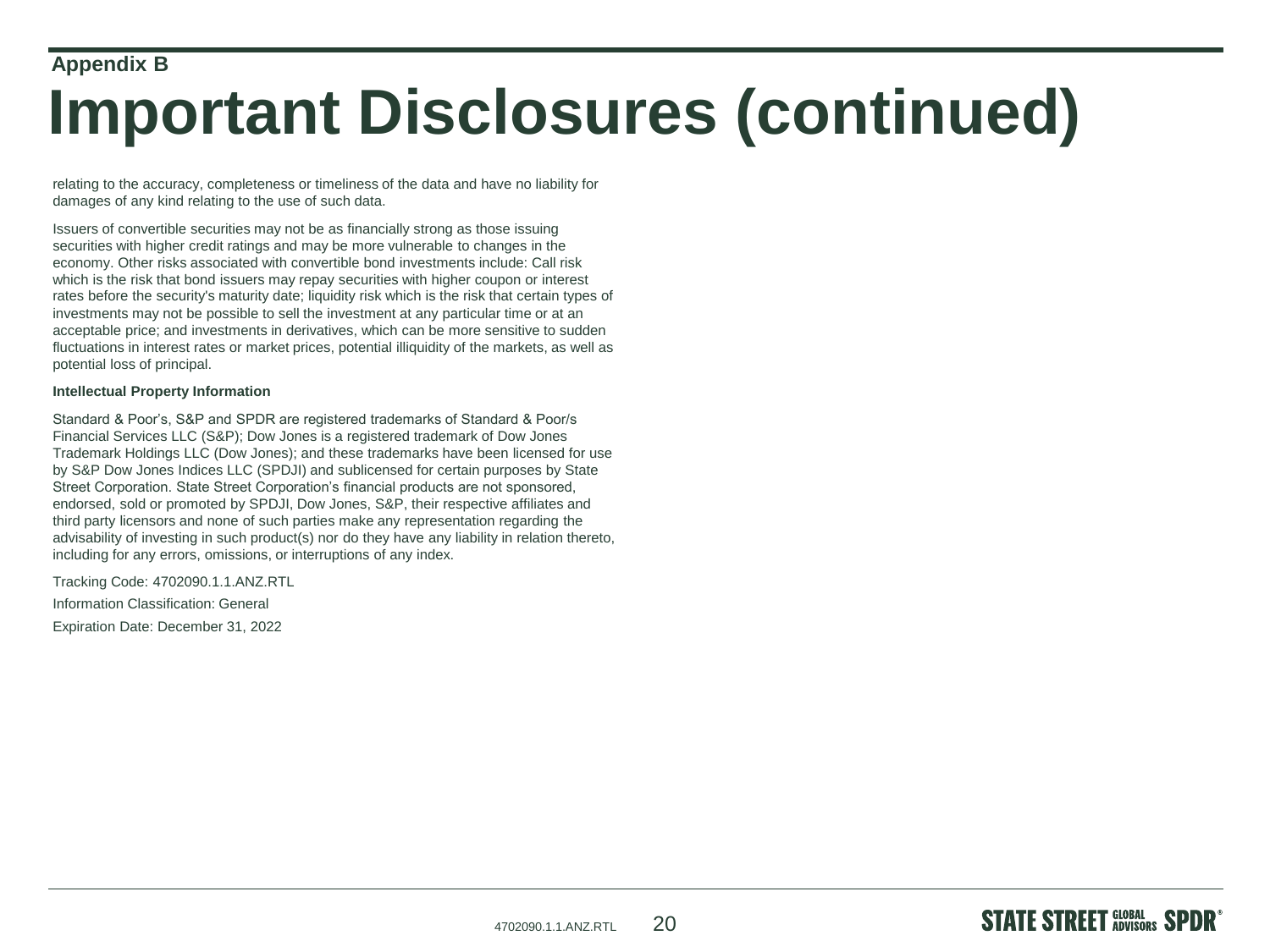Appendix B

# Important Disclosures (continued)

relating to the accuracy, completeness or timeliness of the data and have no liability for damages of any kind relating to the use of such data.

Issuers of convertible securities may not be as financially strong as those issuing securities with higher credit ratings and may be more vulnerable to changes in the economy. Other risks associated with convertible bond investments include: Call risk which is the risk that bond issuers may repay securities with higher coupon or interest rates before the security's maturity date; liquidity risk which is the risk that certain types of investments may not be possible to sell the investment at any particular time or at an acceptable price; and investments in derivatives, which can be more sensitive to sudden fluctuations in interest rates or market prices, potential illiquidity of the markets, as well as potential loss of principal.

**Intellectual Property Information**

Standard & Poor's, S&P and SPDR are registered trademarks of Standard & Poor/s Financial Services LLC (S&P); Dow Jones is a registered trademark of Dow Jones Trademark Holdings LLC (Dow Jones); and these trademarks have been licensed for use by S&P Dow Jones Indices LLC (SPDJI) and sublicensed for certain purposes by State Street Corporation. State Street Corporation's financial products are not sponsored, endorsed, sold or promoted by SPDJI, Dow Jones, S&P, their respective affiliates and third party licensors and none of such parties make any representation regarding the advisability of investing in such product(s) nor do they have any liability in relation thereto, including for any errors, omissions, or interruptions of any index.

Tracking Code: 4702090.1.1.ANZ.RTL

Information Classification: General

Expiration Date: December 31, 2022